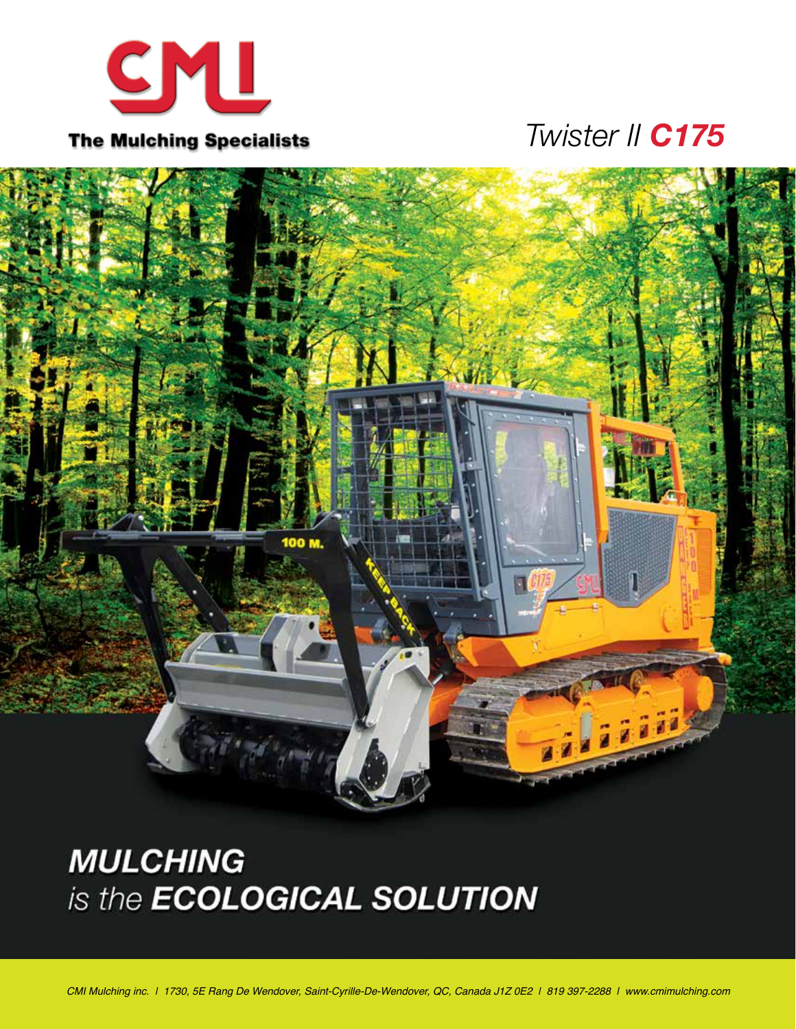CMI

**The Mulching Specialists**

# *Twister II* ***C175***

## **MULCHING**
## *is the* **ECOLOGICAL SOLUTION**

*CMI Mulching inc. | 1730, 5E Rang De Wendover, Saint-Cyrille-De-Wendover, QC, Canada J1Z 0E2 | 819 397-2288 | www.cmimulching.com*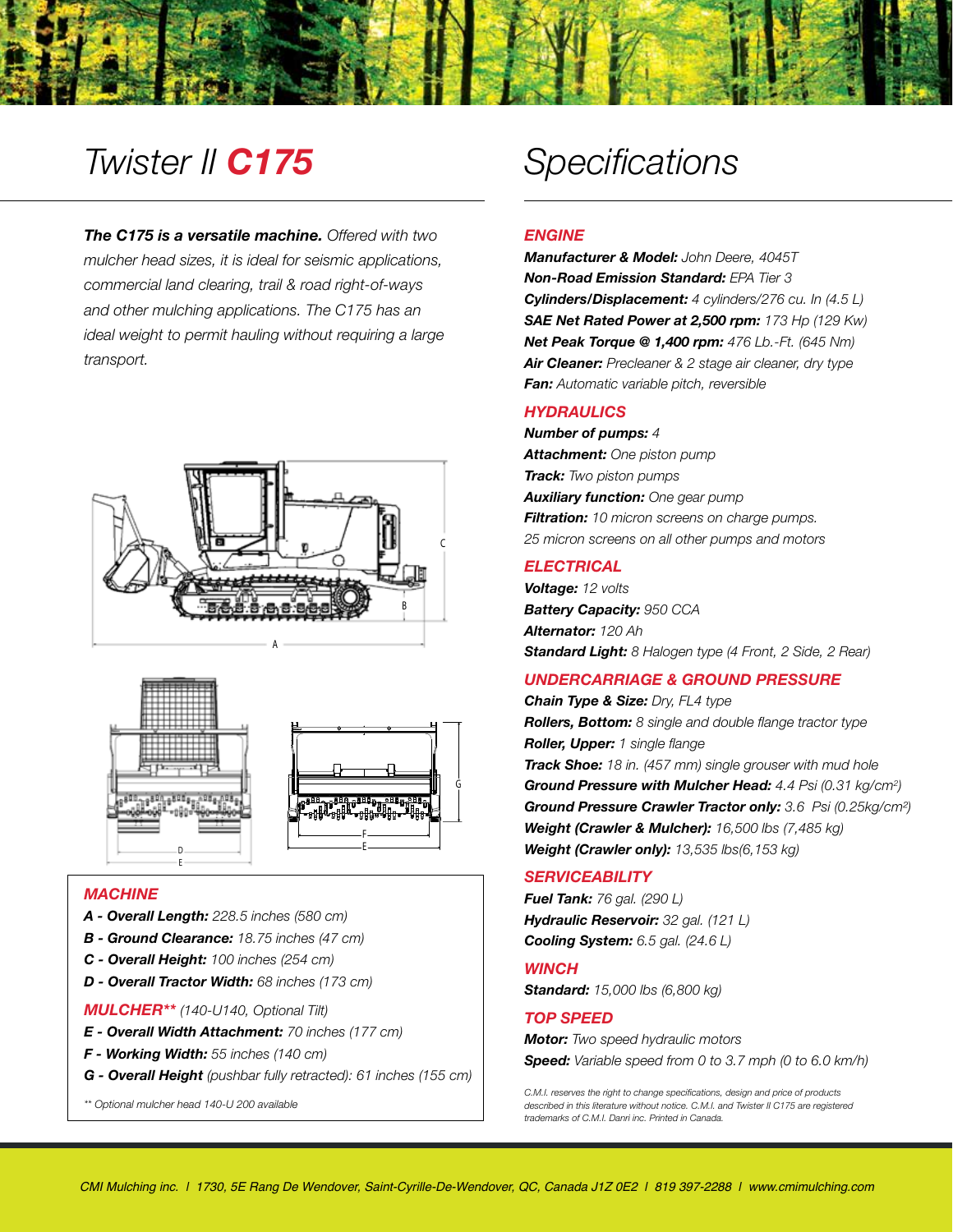# Twister II **C175**

***The C175 is a versatile machine.*** *Offered with two mulcher head sizes, it is ideal for seismic applications, commercial land clearing, trail & road right-of-ways and other mulching applications. The C175 has an ideal weight to permit hauling without requiring a large transport.*

C

B

A

D

E

G

F

E

## MACHINE

***A - Overall Length:*** *228.5 inches (580 cm)*
***B - Ground Clearance:*** *18.75 inches (47 cm)*
***C - Overall Height:*** *100 inches (254 cm)*
***D - Overall Tractor Width:*** *68 inches (173 cm)*

## MULCHER** *(140-U140, Optional Tilt)*

***E - Overall Width Attachment:*** *70 inches (177 cm)*
***F - Working Width:*** *55 inches (140 cm)*
***G - Overall Height*** *(pushbar fully retracted): 61 inches (155 cm)*

*** Optional mulcher head 140-U 200 available*

# Specifications

## ENGINE

***Manufacturer & Model:*** *John Deere, 4045T*
***Non-Road Emission Standard:*** *EPA Tier 3*
***Cylinders/Displacement:*** *4 cylinders/276 cu. In (4.5 L)*
***SAE Net Rated Power at 2,500 rpm:*** *173 Hp (129 Kw)*
***Net Peak Torque @ 1,400 rpm:*** *476 Lb.-Ft. (645 Nm)*
***Air Cleaner:*** *Precleaner & 2 stage air cleaner, dry type*
***Fan:*** *Automatic variable pitch, reversible*

## HYDRAULICS

***Number of pumps:*** *4*
***Attachment:*** *One piston pump*
***Track:*** *Two piston pumps*
***Auxiliary function:*** *One gear pump*
***Filtration:*** *10 micron screens on charge pumps. 25 micron screens on all other pumps and motors*

## ELECTRICAL

***Voltage:*** *12 volts*
***Battery Capacity:*** *950 CCA*
***Alternator:*** *120 Ah*
***Standard Light:*** *8 Halogen type (4 Front, 2 Side, 2 Rear)*

## UNDERCARRIAGE & GROUND PRESSURE

***Chain Type & Size:*** *Dry, FL4 type*
***Rollers, Bottom:*** *8 single and double flange tractor type*
***Roller, Upper:*** *1 single flange*
***Track Shoe:*** *18 in. (457 mm) single grouser with mud hole*
***Ground Pressure with Mulcher Head:*** *4.4 Psi (0.31 kg/cm$^2$)*
***Ground Pressure Crawler Tractor only:*** *3.6 Psi (0.25kg/cm$^2$)*
***Weight (Crawler & Mulcher):*** *16,500 lbs (7,485 kg)*
***Weight (Crawler only):*** *13,535 lbs(6,153 kg)*

## SERVICEABILITY

***Fuel Tank:*** *76 gal. (290 L)*
***Hydraulic Reservoir:*** *32 gal. (121 L)*
***Cooling System:*** *6.5 gal. (24.6 L)*

## WINCH

***Standard:*** *15,000 lbs (6,800 kg)*

## TOP SPEED

***Motor:*** *Two speed hydraulic motors*
***Speed:*** *Variable speed from 0 to 3.7 mph (0 to 6.0 km/h)*

*C.M.I. reserves the right to change specifications, design and price of products described in this literature without notice. C.M.I. and Twister II C175 are registered trademarks of C.M.I. Danri inc. Printed in Canada.*

*CMI Mulching inc. | 1730, 5E Rang De Wendover, Saint-Cyrille-De-Wendover, QC, Canada J1Z 0E2 | 819 397-2288 | www.cmimulching.com*